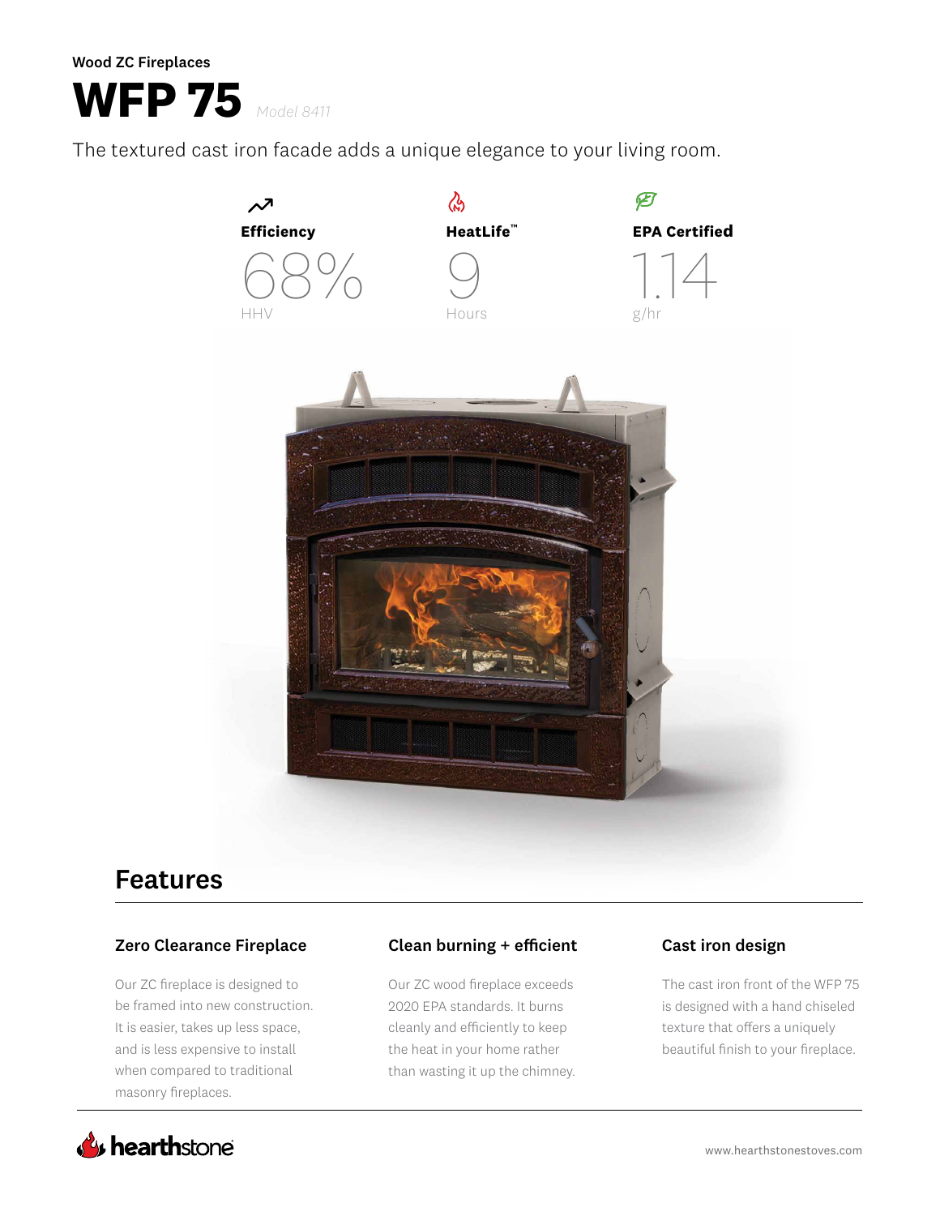Wood ZC Fireplaces

# WFP 75

*Model 8411*

The textured cast iron facade adds a unique elegance to your living room.

| Efficiency | HeatLife™ | EPA Certified |
| --- | --- | --- |
| 68% HHV | 9 Hours | 1.14 g/hr |

## Features

### Zero Clearance Fireplace

Our ZC fireplace is designed to be framed into new construction. It is easier, takes up less space, and is less expensive to install when compared to traditional masonry fireplaces.

### Clean burning + efficient

Our ZC wood fireplace exceeds 2020 EPA standards. It burns cleanly and efficiently to keep the heat in your home rather than wasting it up the chimney.

### Cast iron design

The cast iron front of the WFP 75 is designed with a hand chiseled texture that offers a uniquely beautiful finish to your fireplace.

hearthstone

www.hearthstonestoves.com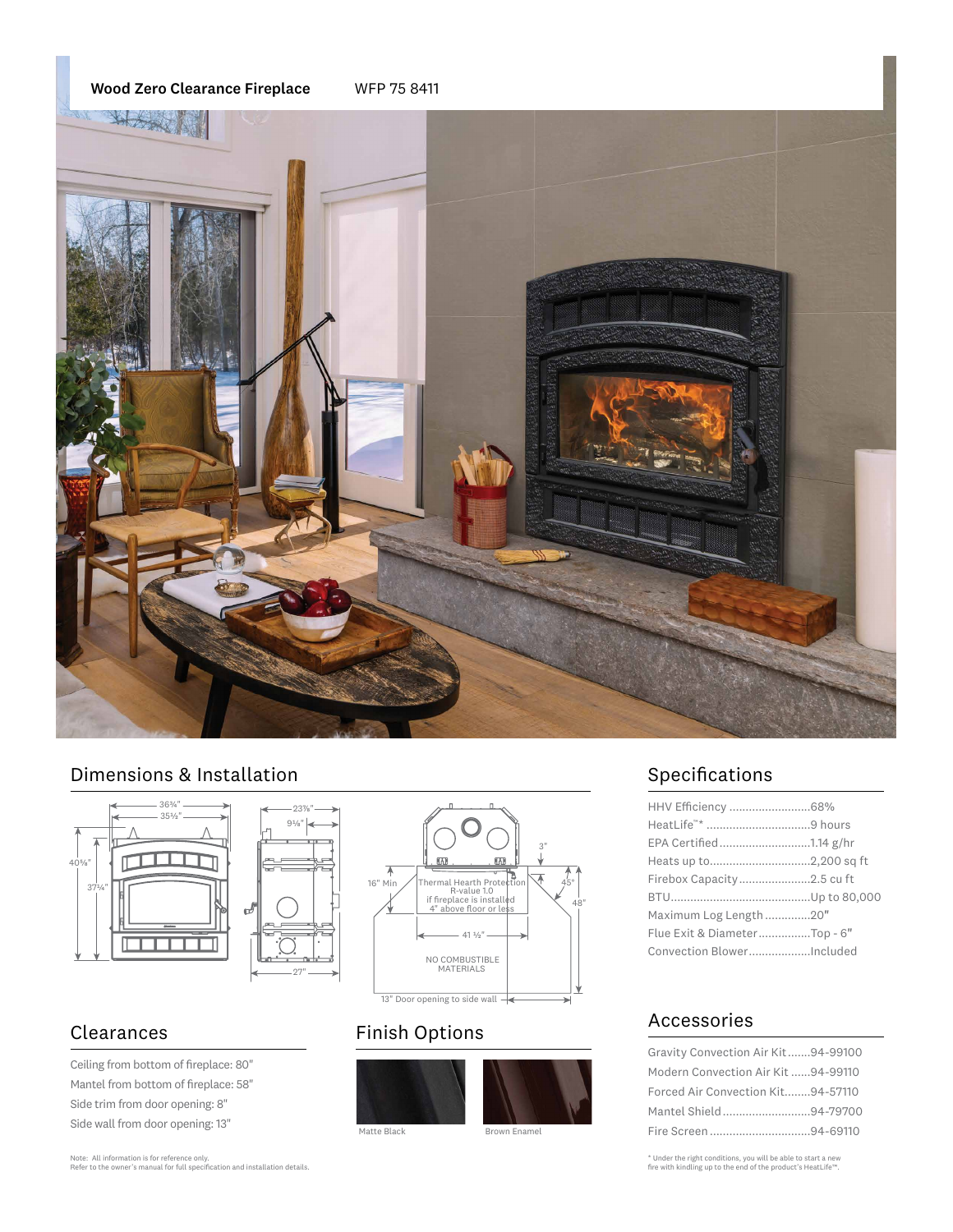**Wood Zero Clearance Fireplace** WFP 75 8411

## Dimensions & Installation

36¾"
35½"
40⅝"
37¼"
23⅞"
9⅛"
27"
3"
16" Min
Thermal Hearth Protection R-value 1.0 if fireplace is installed 4" above floor or less
45°
48"
41 ½"
NO COMBUSTIBLE MATERIALS
13" Door opening to side wall

## Specifications

| | |
|---|---|
| HHV Efficiency | 68% |
| HeatLife™* | 9 hours |
| EPA Certified | 1.14 g/hr |
| Heats up to | 2,200 sq ft |
| Firebox Capacity | 2.5 cu ft |
| BTU | Up to 80,000 |
| Maximum Log Length | 20" |
| Flue Exit & Diameter | Top - 6" |
| Convection Blower | Included |

## Clearances

Ceiling from bottom of fireplace: 80"
Mantel from bottom of fireplace: 58"
Side trim from door opening: 8"
Side wall from door opening: 13"

## Finish Options

Matte Black

Brown Enamel

## Accessories

| | |
|---|---|
| Gravity Convection Air Kit | 94-99100 |
| Modern Convection Air Kit | 94-99110 |
| Forced Air Convection Kit | 94-57110 |
| Mantel Shield | 94-79700 |
| Fire Screen | 94-69110 |

Note: All information is for reference only.
Refer to the owner's manual for full specification and installation details.

* Under the right conditions, you will be able to start a new fire with kindling up to the end of the product's HeatLife™.